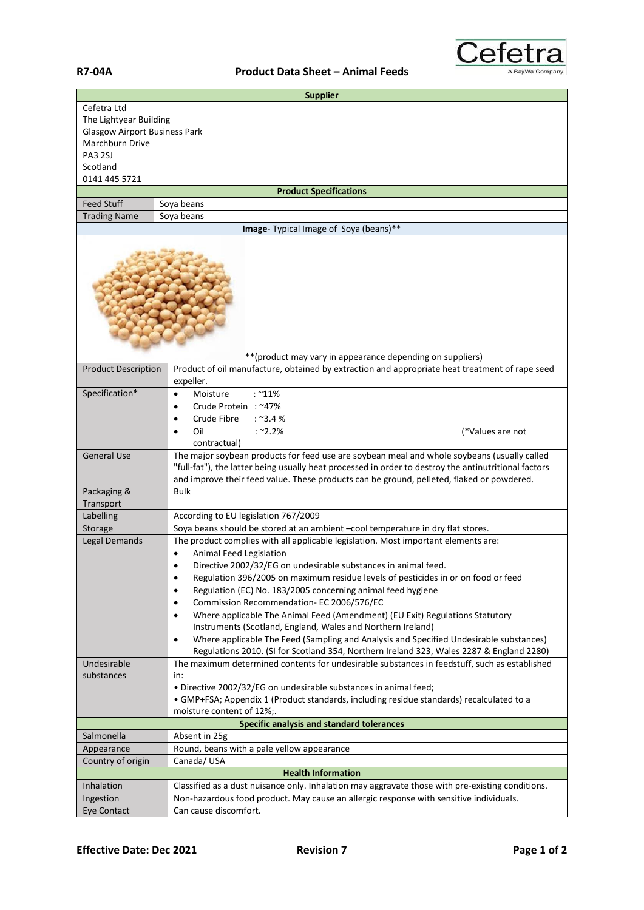**R7-04A** **Product Data Sheet – Animal Feeds**

| **Supplier** | |
|---|---|
| Cefetra Ltd<br>The Lightyear Building<br>Glasgow Airport Business Park<br>Marchburn Drive<br>PA3 2SJ<br>Scotland<br>0141 445 5721 | |
| **Product Specifications** | |
| Feed Stuff | Soya beans |
| Trading Name | Soya beans |
| **Image**- Typical Image of Soya (beans)** | |
| **(product may vary in appearance depending on suppliers) | |
| Product Description | Product of oil manufacture, obtained by extraction and appropriate heat treatment of rape seed expeller. |
| Specification* | • Moisture : ~11%<br>• Crude Protein : ~47%<br>• Crude Fibre : ~3.4 %<br>• Oil : ~2.2% (*Values are not contractual) |
| General Use | The major soybean products for feed use are soybean meal and whole soybeans (usually called "full-fat"), the latter being usually heat processed in order to destroy the antinutritional factors and improve their feed value. These products can be ground, pelleted, flaked or powdered. |
| Packaging & Transport | Bulk |
| Labelling | According to EU legislation 767/2009 |
| Storage | Soya beans should be stored at an ambient –cool temperature in dry flat stores. |
| Legal Demands | The product complies with all applicable legislation. Most important elements are:<br>• Animal Feed Legislation<br>• Directive 2002/32/EG on undesirable substances in animal feed.<br>• Regulation 396/2005 on maximum residue levels of pesticides in or on food or feed<br>• Regulation (EC) No. 183/2005 concerning animal feed hygiene<br>• Commission Recommendation- EC 2006/576/EC<br>• Where applicable The Animal Feed (Amendment) (EU Exit) Regulations Statutory Instruments (Scotland, England, Wales and Northern Ireland)<br>• Where applicable The Feed (Sampling and Analysis and Specified Undesirable substances) Regulations 2010. (SI for Scotland 354, Northern Ireland 323, Wales 2287 & England 2280) |
| Undesirable substances | The maximum determined contents for undesirable substances in feedstuff, such as established in:<br>• Directive 2002/32/EG on undesirable substances in animal feed;<br>• GMP+FSA; Appendix 1 (Product standards, including residue standards) recalculated to a moisture content of 12%;. |
| **Specific analysis and standard tolerances** | |
| Salmonella | Absent in 25g |
| Appearance | Round, beans with a pale yellow appearance |
| Country of origin | Canada/ USA |
| **Health Information** | |
| Inhalation | Classified as a dust nuisance only. Inhalation may aggravate those with pre-existing conditions. |
| Ingestion | Non-hazardous food product. May cause an allergic response with sensitive individuals. |
| Eye Contact | Can cause discomfort. |

**Effective Date: Dec 2021** **Revision 7**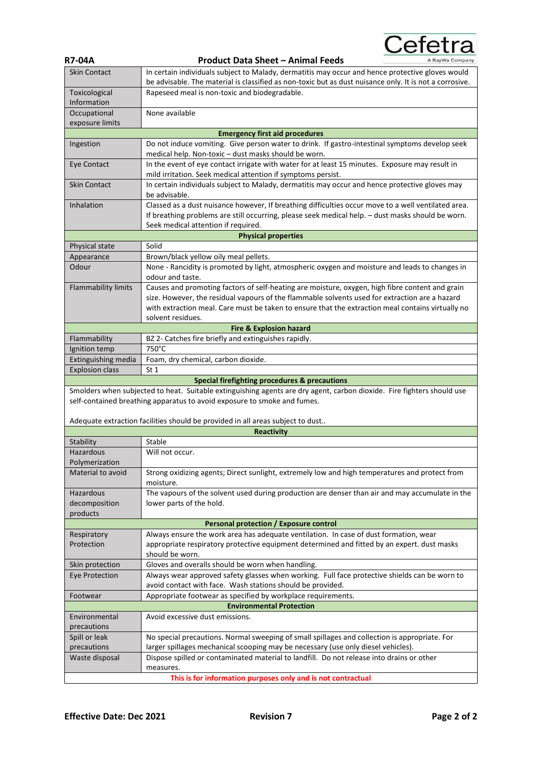| | |
|---|---|
| Skin Contact | In certain individuals subject to Malady, dermatitis may occur and hence protective gloves would be advisable. The material is classified as non-toxic but as dust nuisance only. It is not a corrosive. |
| Toxicological Information | Rapeseed meal is non-toxic and biodegradable. |
| Occupational exposure limits | None available |
| **Emergency first aid procedures** | |
| Ingestion | Do not induce vomiting. Give person water to drink. If gastro-intestinal symptoms develop seek medical help. Non-toxic – dust masks should be worn. |
| Eye Contact | In the event of eye contact irrigate with water for at least 15 minutes. Exposure may result in mild irritation. Seek medical attention if symptoms persist. |
| Skin Contact | In certain individuals subject to Malady, dermatitis may occur and hence protective gloves may be advisable. |
| Inhalation | Classed as a dust nuisance however, If breathing difficulties occur move to a well ventilated area. If breathing problems are still occurring, please seek medical help. – dust masks should be worn. Seek medical attention if required. |
| **Physical properties** | |
| Physical state | Solid |
| Appearance | Brown/black yellow oily meal pellets. |
| Odour | None - Rancidity is promoted by light, atmospheric oxygen and moisture and leads to changes in odour and taste. |
| Flammability limits | Causes and promoting factors of self-heating are moisture, oxygen, high fibre content and grain size. However, the residual vapours of the flammable solvents used for extraction are a hazard with extraction meal. Care must be taken to ensure that the extraction meal contains virtually no solvent residues. |
| **Fire & Explosion hazard** | |
| Flammability | BZ 2- Catches fire briefly and extinguishes rapidly. |
| Ignition temp | 750°C |
| Extinguishing media | Foam, dry chemical, carbon dioxide. |
| Explosion class | St 1 |
| **Special firefighting procedures & precautions** | |
| Smolders when subjected to heat. Suitable extinguishing agents are dry agent, carbon dioxide. Fire fighters should use self-contained breathing apparatus to avoid exposure to smoke and fumes.<br><br>Adequate extraction facilities should be provided in all areas subject to dust.. | |
| **Reactivity** | |
| Stability | Stable |
| Hazardous Polymerization | Will not occur. |
| Material to avoid | Strong oxidizing agents; Direct sunlight, extremely low and high temperatures and protect from moisture. |
| Hazardous decomposition products | The vapours of the solvent used during production are denser than air and may accumulate in the lower parts of the hold. |
| **Personal protection / Exposure control** | |
| Respiratory Protection | Always ensure the work area has adequate ventilation. In case of dust formation, wear appropriate respiratory protective equipment determined and fitted by an expert. dust masks should be worn. |
| Skin protection | Gloves and overalls should be worn when handling. |
| Eye Protection | Always wear approved safety glasses when working. Full face protective shields can be worn to avoid contact with face. Wash stations should be provided. |
| Footwear | Appropriate footwear as specified by workplace requirements. |
| **Environmental Protection** | |
| Environmental precautions | Avoid excessive dust emissions. |
| Spill or leak precautions | No special precautions. Normal sweeping of small spillages and collection is appropriate. For larger spillages mechanical scooping may be necessary (use only diesel vehicles). |
| Waste disposal | Dispose spilled or contaminated material to landfill. Do not release into drains or other measures. |

**This is for information purposes only and is not contractual**